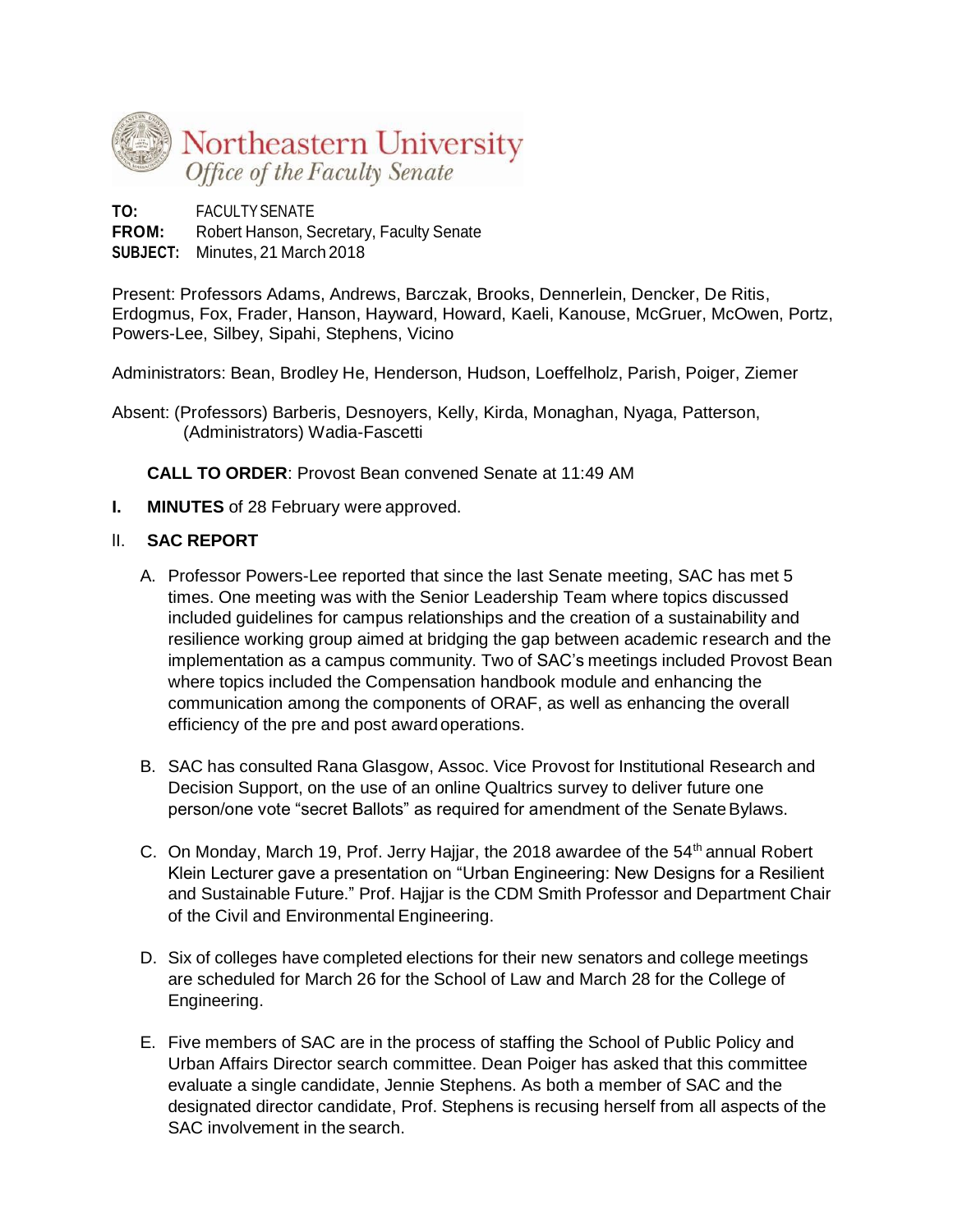# Northeastern University
*Office of the Faculty Senate*

**TO:** FACULTY SENATE
**FROM:** Robert Hanson, Secretary, Faculty Senate
**SUBJECT:** Minutes, 21 March 2018

Present: Professors Adams, Andrews, Barczak, Brooks, Dennerlein, Dencker, De Ritis, Erdogmus, Fox, Frader, Hanson, Hayward, Howard, Kaeli, Kanouse, McGruer, McOwen, Portz, Powers-Lee, Silbey, Sipahi, Stephens, Vicino

Administrators: Bean, Brodley He, Henderson, Hudson, Loeffelholz, Parish, Poiger, Ziemer

Absent: (Professors) Barberis, Desnoyers, Kelly, Kirda, Monaghan, Nyaga, Patterson, (Administrators) Wadia-Fascetti

**CALL TO ORDER**: Provost Bean convened Senate at 11:49 AM

**I. MINUTES** of 28 February were approved.

**II. SAC REPORT**

A. Professor Powers-Lee reported that since the last Senate meeting, SAC has met 5 times. One meeting was with the Senior Leadership Team where topics discussed included guidelines for campus relationships and the creation of a sustainability and resilience working group aimed at bridging the gap between academic research and the implementation as a campus community. Two of SAC's meetings included Provost Bean where topics included the Compensation handbook module and enhancing the communication among the components of ORAF, as well as enhancing the overall efficiency of the pre and post award operations.

B. SAC has consulted Rana Glasgow, Assoc. Vice Provost for Institutional Research and Decision Support, on the use of an online Qualtrics survey to deliver future one person/one vote "secret Ballots" as required for amendment of the Senate Bylaws.

C. On Monday, March 19, Prof. Jerry Hajjar, the 2018 awardee of the 54th annual Robert Klein Lecturer gave a presentation on "Urban Engineering: New Designs for a Resilient and Sustainable Future." Prof. Hajjar is the CDM Smith Professor and Department Chair of the Civil and Environmental Engineering.

D. Six of colleges have completed elections for their new senators and college meetings are scheduled for March 26 for the School of Law and March 28 for the College of Engineering.

E. Five members of SAC are in the process of staffing the School of Public Policy and Urban Affairs Director search committee. Dean Poiger has asked that this committee evaluate a single candidate, Jennie Stephens. As both a member of SAC and the designated director candidate, Prof. Stephens is recusing herself from all aspects of the SAC involvement in the search.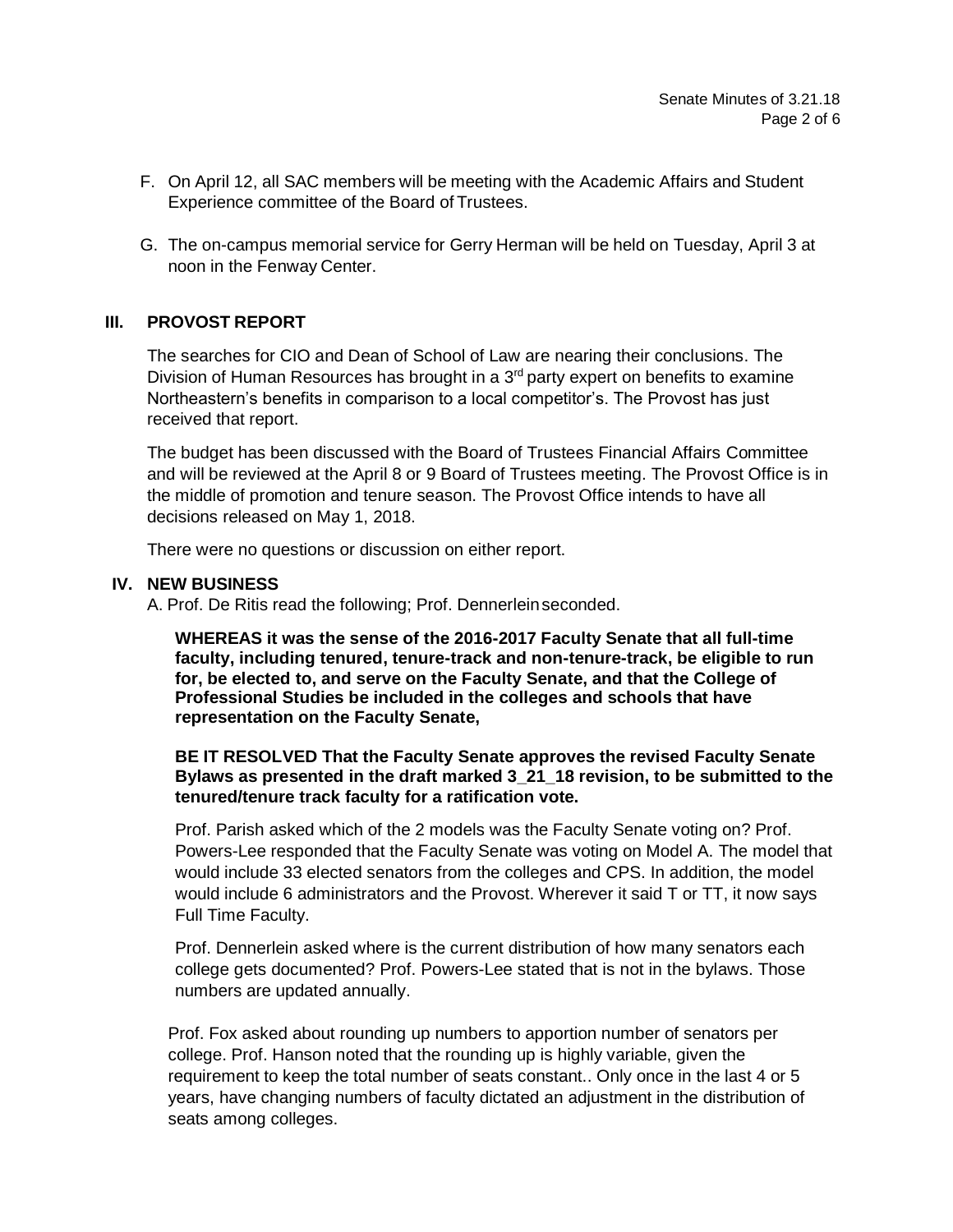F. On April 12, all SAC members will be meeting with the Academic Affairs and Student Experience committee of the Board of Trustees.

G. The on-campus memorial service for Gerry Herman will be held on Tuesday, April 3 at noon in the Fenway Center.

## III. PROVOST REPORT

The searches for CIO and Dean of School of Law are nearing their conclusions. The Division of Human Resources has brought in a 3rd party expert on benefits to examine Northeastern's benefits in comparison to a local competitor's. The Provost has just received that report.

The budget has been discussed with the Board of Trustees Financial Affairs Committee and will be reviewed at the April 8 or 9 Board of Trustees meeting. The Provost Office is in the middle of promotion and tenure season. The Provost Office intends to have all decisions released on May 1, 2018.

There were no questions or discussion on either report.

## IV. NEW BUSINESS

A. Prof. De Ritis read the following; Prof. Dennerlein seconded.

**WHEREAS it was the sense of the 2016-2017 Faculty Senate that all full-time faculty, including tenured, tenure-track and non-tenure-track, be eligible to run for, be elected to, and serve on the Faculty Senate, and that the College of Professional Studies be included in the colleges and schools that have representation on the Faculty Senate,**

**BE IT RESOLVED That the Faculty Senate approves the revised Faculty Senate Bylaws as presented in the draft marked 3_21_18 revision, to be submitted to the tenured/tenure track faculty for a ratification vote.**

Prof. Parish asked which of the 2 models was the Faculty Senate voting on? Prof. Powers-Lee responded that the Faculty Senate was voting on Model A. The model that would include 33 elected senators from the colleges and CPS. In addition, the model would include 6 administrators and the Provost. Wherever it said T or TT, it now says Full Time Faculty.

Prof. Dennerlein asked where is the current distribution of how many senators each college gets documented? Prof. Powers-Lee stated that is not in the bylaws. Those numbers are updated annually.

Prof. Fox asked about rounding up numbers to apportion number of senators per college. Prof. Hanson noted that the rounding up is highly variable, given the requirement to keep the total number of seats constant.. Only once in the last 4 or 5 years, have changing numbers of faculty dictated an adjustment in the distribution of seats among colleges.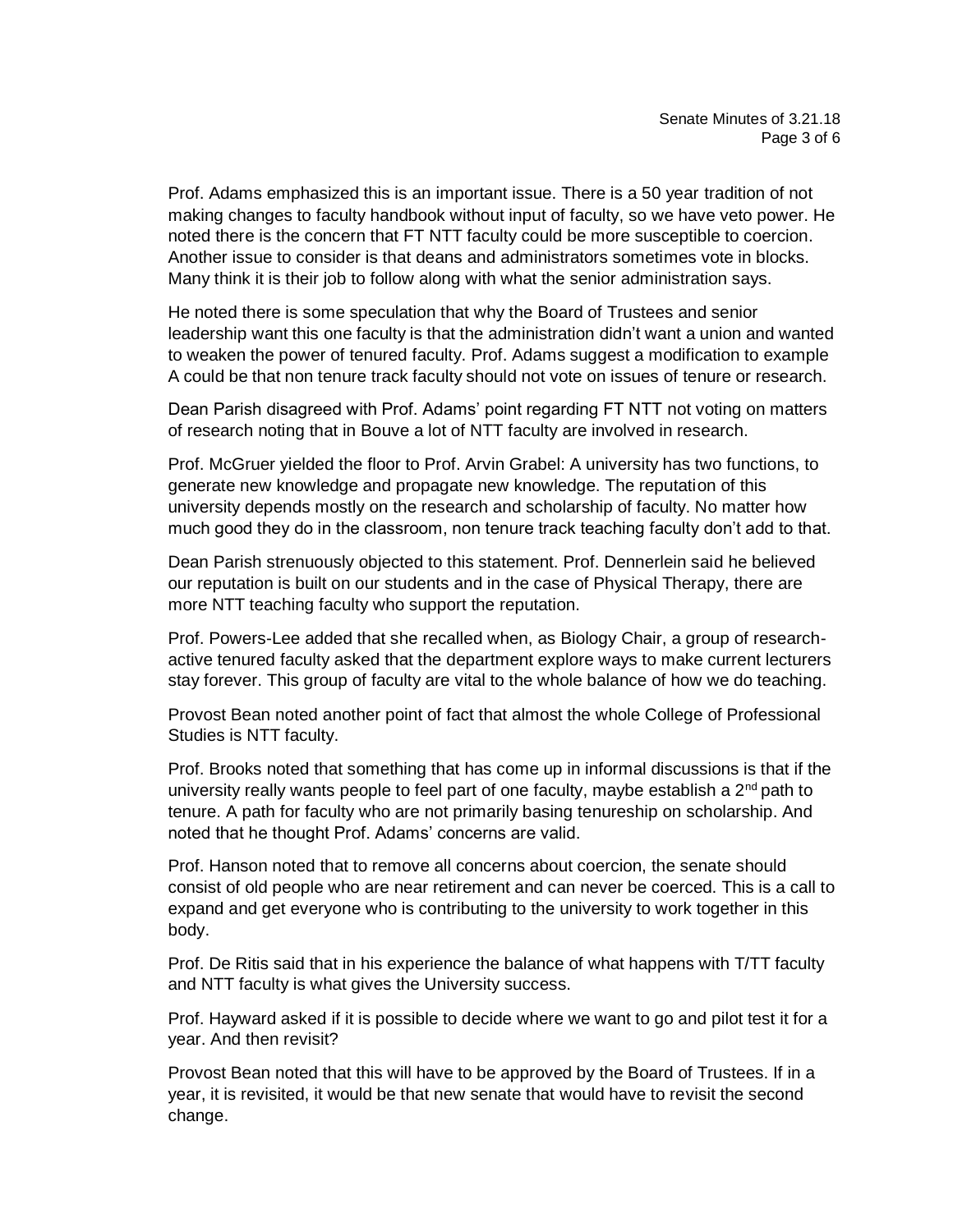Prof. Adams emphasized this is an important issue. There is a 50 year tradition of not making changes to faculty handbook without input of faculty, so we have veto power. He noted there is the concern that FT NTT faculty could be more susceptible to coercion. Another issue to consider is that deans and administrators sometimes vote in blocks. Many think it is their job to follow along with what the senior administration says.

He noted there is some speculation that why the Board of Trustees and senior leadership want this one faculty is that the administration didn't want a union and wanted to weaken the power of tenured faculty. Prof. Adams suggest a modification to example A could be that non tenure track faculty should not vote on issues of tenure or research.

Dean Parish disagreed with Prof. Adams' point regarding FT NTT not voting on matters of research noting that in Bouve a lot of NTT faculty are involved in research.

Prof. McGruer yielded the floor to Prof. Arvin Grabel: A university has two functions, to generate new knowledge and propagate new knowledge. The reputation of this university depends mostly on the research and scholarship of faculty. No matter how much good they do in the classroom, non tenure track teaching faculty don't add to that.

Dean Parish strenuously objected to this statement. Prof. Dennerlein said he believed our reputation is built on our students and in the case of Physical Therapy, there are more NTT teaching faculty who support the reputation.

Prof. Powers-Lee added that she recalled when, as Biology Chair, a group of research-active tenured faculty asked that the department explore ways to make current lecturers stay forever. This group of faculty are vital to the whole balance of how we do teaching.

Provost Bean noted another point of fact that almost the whole College of Professional Studies is NTT faculty.

Prof. Brooks noted that something that has come up in informal discussions is that if the university really wants people to feel part of one faculty, maybe establish a 2nd path to tenure. A path for faculty who are not primarily basing tenureship on scholarship. And noted that he thought Prof. Adams' concerns are valid.

Prof. Hanson noted that to remove all concerns about coercion, the senate should consist of old people who are near retirement and can never be coerced. This is a call to expand and get everyone who is contributing to the university to work together in this body.

Prof. De Ritis said that in his experience the balance of what happens with T/TT faculty and NTT faculty is what gives the University success.

Prof. Hayward asked if it is possible to decide where we want to go and pilot test it for a year. And then revisit?

Provost Bean noted that this will have to be approved by the Board of Trustees. If in a year, it is revisited, it would be that new senate that would have to revisit the second change.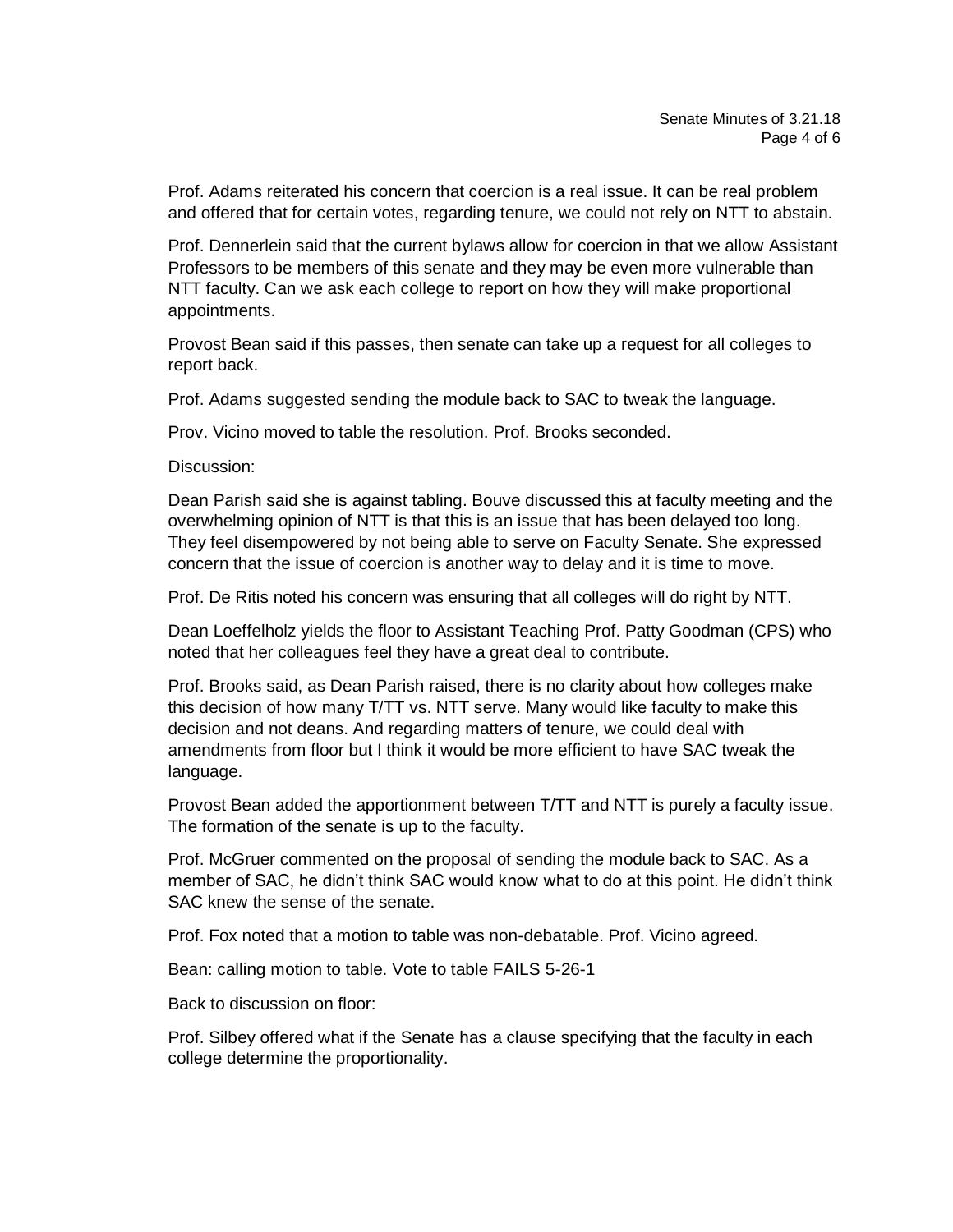Prof. Adams reiterated his concern that coercion is a real issue. It can be real problem and offered that for certain votes, regarding tenure, we could not rely on NTT to abstain.

Prof. Dennerlein said that the current bylaws allow for coercion in that we allow Assistant Professors to be members of this senate and they may be even more vulnerable than NTT faculty. Can we ask each college to report on how they will make proportional appointments.

Provost Bean said if this passes, then senate can take up a request for all colleges to report back.

Prof. Adams suggested sending the module back to SAC to tweak the language.

Prov. Vicino moved to table the resolution. Prof. Brooks seconded.

Discussion:

Dean Parish said she is against tabling. Bouve discussed this at faculty meeting and the overwhelming opinion of NTT is that this is an issue that has been delayed too long. They feel disempowered by not being able to serve on Faculty Senate. She expressed concern that the issue of coercion is another way to delay and it is time to move.

Prof. De Ritis noted his concern was ensuring that all colleges will do right by NTT.

Dean Loeffelholz yields the floor to Assistant Teaching Prof. Patty Goodman (CPS) who noted that her colleagues feel they have a great deal to contribute.

Prof. Brooks said, as Dean Parish raised, there is no clarity about how colleges make this decision of how many T/TT vs. NTT serve. Many would like faculty to make this decision and not deans. And regarding matters of tenure, we could deal with amendments from floor but I think it would be more efficient to have SAC tweak the language.

Provost Bean added the apportionment between T/TT and NTT is purely a faculty issue. The formation of the senate is up to the faculty.

Prof. McGruer commented on the proposal of sending the module back to SAC. As a member of SAC, he didn't think SAC would know what to do at this point. He didn't think SAC knew the sense of the senate.

Prof. Fox noted that a motion to table was non-debatable. Prof. Vicino agreed.

Bean: calling motion to table. Vote to table FAILS 5-26-1

Back to discussion on floor:

Prof. Silbey offered what if the Senate has a clause specifying that the faculty in each college determine the proportionality.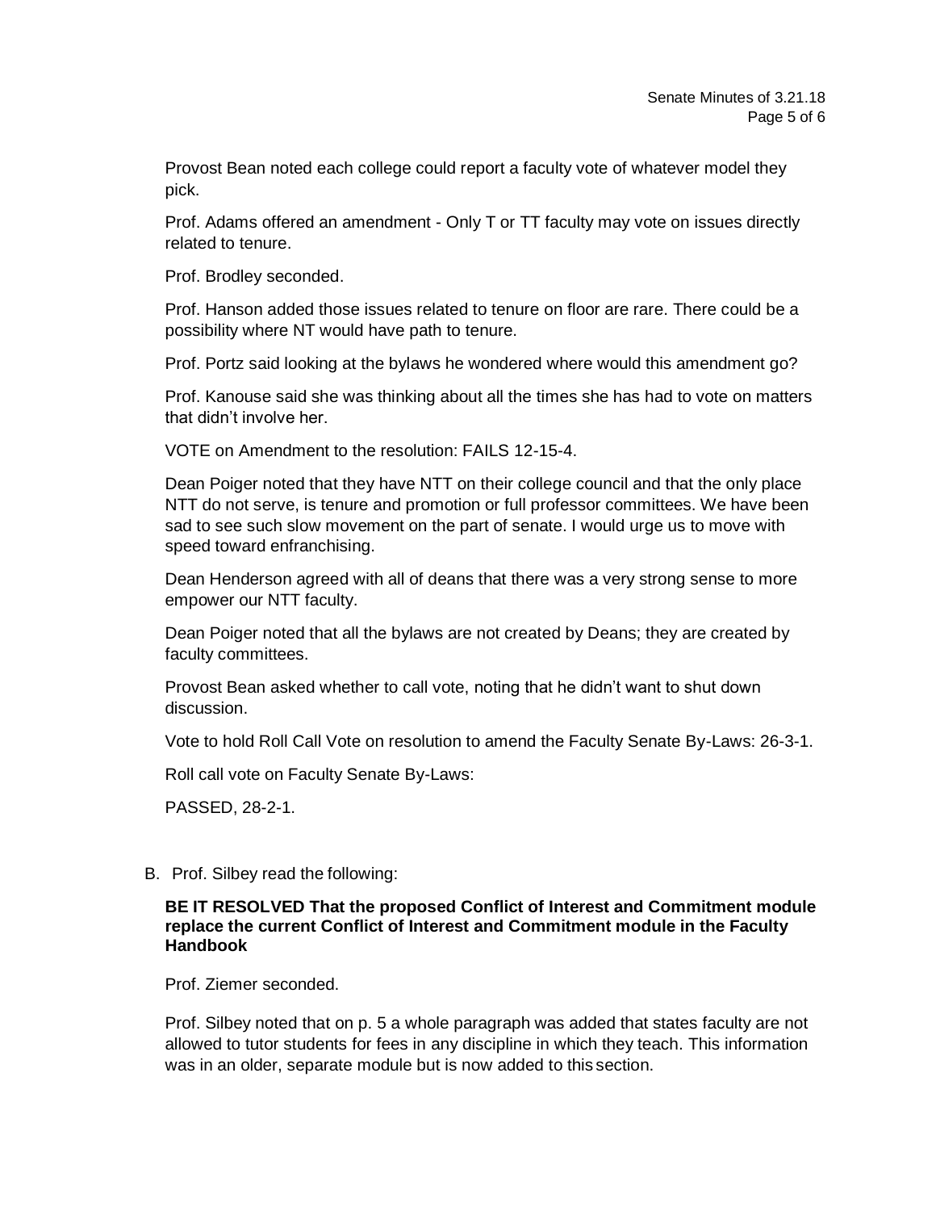Provost Bean noted each college could report a faculty vote of whatever model they pick.

Prof. Adams offered an amendment - Only T or TT faculty may vote on issues directly related to tenure.

Prof. Brodley seconded.

Prof. Hanson added those issues related to tenure on floor are rare. There could be a possibility where NT would have path to tenure.

Prof. Portz said looking at the bylaws he wondered where would this amendment go?

Prof. Kanouse said she was thinking about all the times she has had to vote on matters that didn't involve her.

VOTE on Amendment to the resolution: FAILS 12-15-4.

Dean Poiger noted that they have NTT on their college council and that the only place NTT do not serve, is tenure and promotion or full professor committees. We have been sad to see such slow movement on the part of senate. I would urge us to move with speed toward enfranchising.

Dean Henderson agreed with all of deans that there was a very strong sense to more empower our NTT faculty.

Dean Poiger noted that all the bylaws are not created by Deans; they are created by faculty committees.

Provost Bean asked whether to call vote, noting that he didn't want to shut down discussion.

Vote to hold Roll Call Vote on resolution to amend the Faculty Senate By-Laws: 26-3-1.

Roll call vote on Faculty Senate By-Laws:

PASSED, 28-2-1.

B. Prof. Silbey read the following:

**BE IT RESOLVED That the proposed Conflict of Interest and Commitment module replace the current Conflict of Interest and Commitment module in the Faculty Handbook**

Prof. Ziemer seconded.

Prof. Silbey noted that on p. 5 a whole paragraph was added that states faculty are not allowed to tutor students for fees in any discipline in which they teach. This information was in an older, separate module but is now added to this section.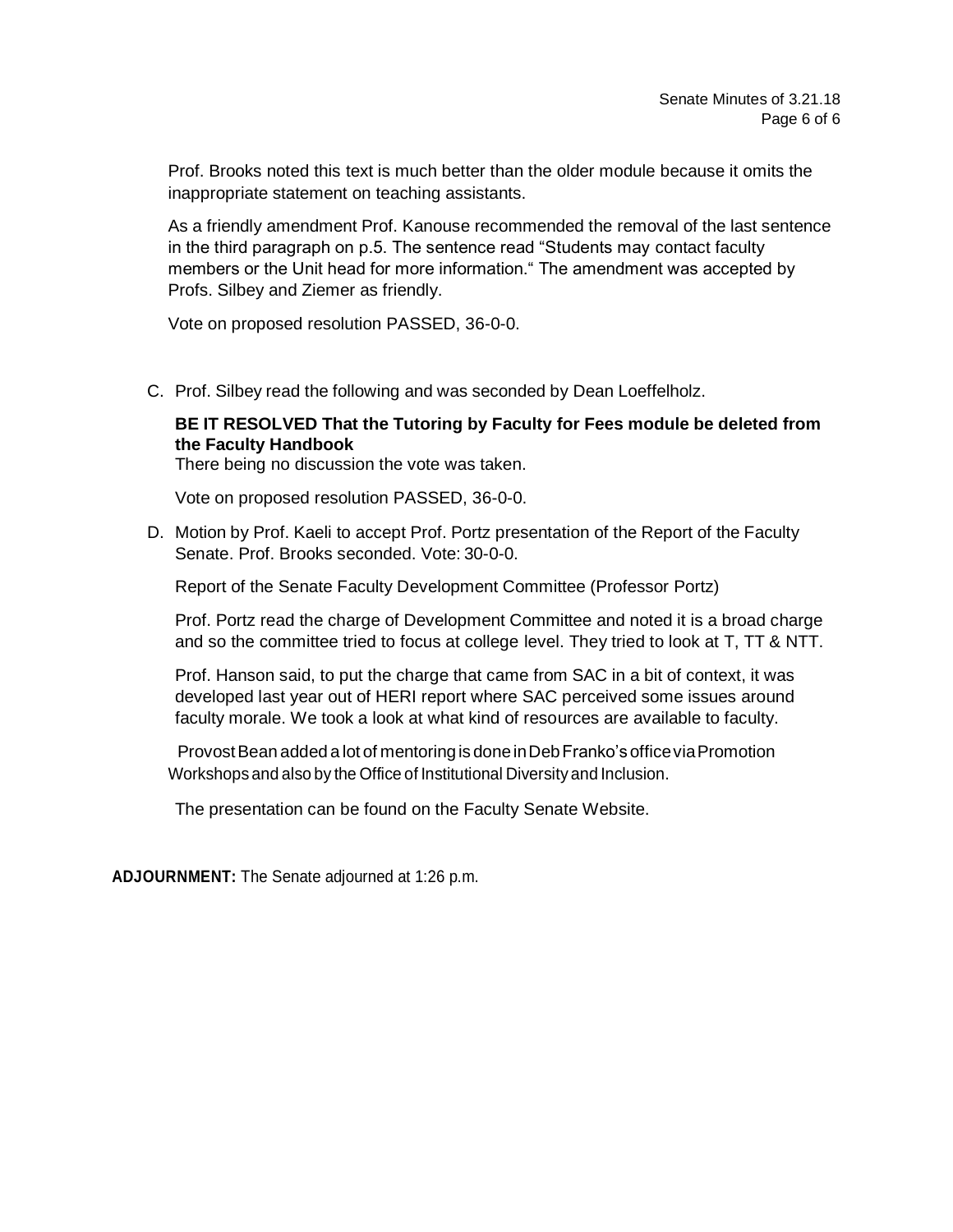Prof. Brooks noted this text is much better than the older module because it omits the inappropriate statement on teaching assistants.

As a friendly amendment Prof. Kanouse recommended the removal of the last sentence in the third paragraph on p.5. The sentence read "Students may contact faculty members or the Unit head for more information." The amendment was accepted by Profs. Silbey and Ziemer as friendly.

Vote on proposed resolution PASSED, 36-0-0.

C. Prof. Silbey read the following and was seconded by Dean Loeffelholz.

**BE IT RESOLVED That the Tutoring by Faculty for Fees module be deleted from the Faculty Handbook**

There being no discussion the vote was taken.

Vote on proposed resolution PASSED, 36-0-0.

D. Motion by Prof. Kaeli to accept Prof. Portz presentation of the Report of the Faculty Senate. Prof. Brooks seconded. Vote: 30-0-0.

Report of the Senate Faculty Development Committee (Professor Portz)

Prof. Portz read the charge of Development Committee and noted it is a broad charge and so the committee tried to focus at college level. They tried to look at T, TT & NTT.

Prof. Hanson said, to put the charge that came from SAC in a bit of context, it was developed last year out of HERI report where SAC perceived some issues around faculty morale. We took a look at what kind of resources are available to faculty.

Provost Bean added a lot of mentoring is done in Deb Franko's office via Promotion Workshops and also by the Office of Institutional Diversity and Inclusion.

The presentation can be found on the Faculty Senate Website.

**ADJOURNMENT:** The Senate adjourned at 1:26 p.m.